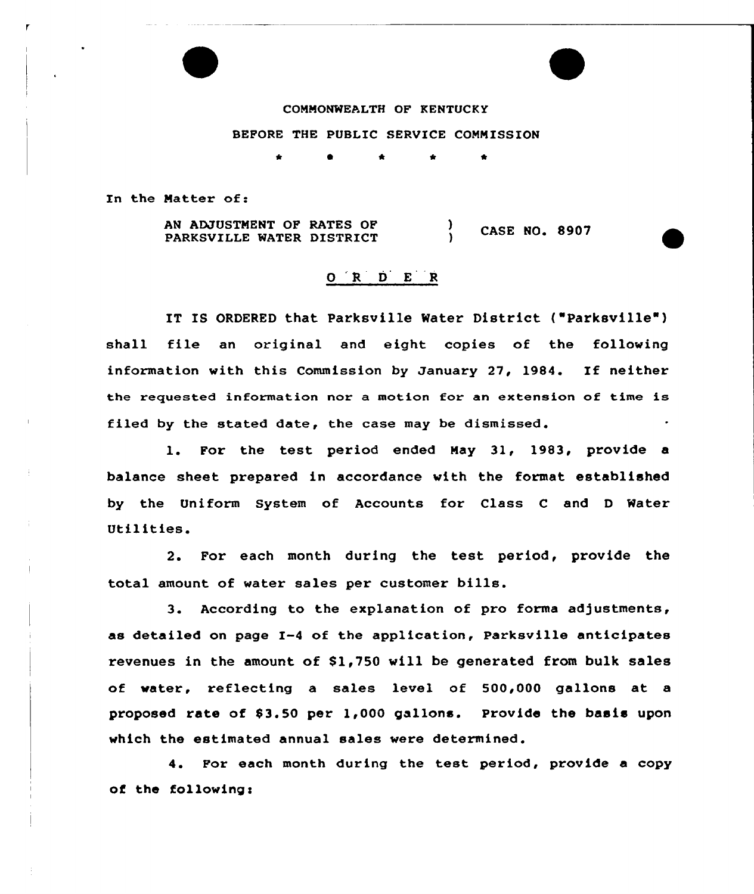COMMONWEALTH OF KENTUCKY

BEFORE THE PUBLIC SERVICE COMMISSION

\* \* \* \* \*

In the Matter of:

AN ADJUSTMENT OF RATES OF PARKSVILLE WATER DISTRICT ) CASE NO. 8907

## O R D E R

IT IS ORDERED that Parksville Water District ("Parksville") shall file an original and eight copies of the following information with this Commission by January 27, 1984. If neither the requested information nor a motion for an extension of time is filed by the stated date, the case may be dismissed.

1. For the test period ended May 31, 1983, provide a balance sheet prepared in accordance with the format established by the Uniform System of Accounts for Class C and D Water Utilities.

2. For each month during the test period, provide the total amount of water sales per customer bills.

3. According to the explanation of pro forma adjustments, as detailed on page I-4 of the application, Parksville anticipates revenues in the amount of $1,750 will be generated from bulk sales of water, reflecting a sales level of 500,000 gallons at a proposed rate of $3.50 per 1,000 gallons. Provide the basis upon which the estimated annual sales were determined.

4. For each month during the test period, provide a copy of the following: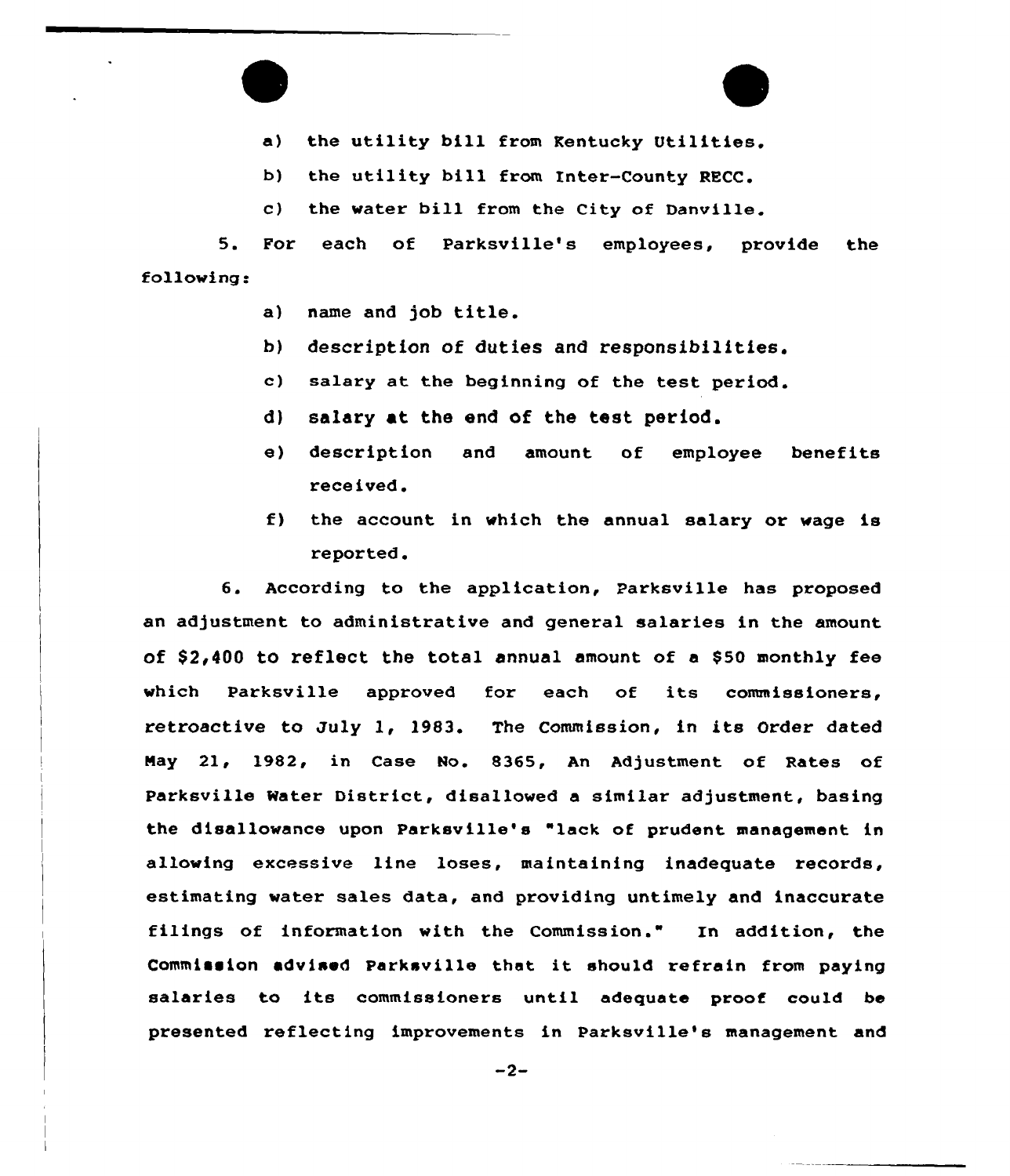a) the utility bill from Kentucky Utilities.

b) the utility bill from Inter-County RECC.

c) the water bill from the City of Danville.

5. For each of Parksville's employees, provide the following:

a) name and job title.

b) description of duties and responsibilities.

c) salary at the beginning of the test period.

d) salary at the end of the test period.

e) description and amount of employee benefits received.

f) the account in which the annual salary or wage is reported.

6. According to the application, Parksville has proposed an adjustment to administrative and general salaries in the amount of $2,400 to reflect the total annual amount of a $50 monthly fee which Parksville approved for each of its commissioners, retroactive to July 1, 1983. The Commission, in its Order dated May 21, 1982, in Case No. 8365, An Adjustment of Rates of Parksville Water District, disallowed a similar adjustment, basing the disallowance upon Parksville's "lack of prudent management in allowing excessive line loses, maintaining inadequate records, estimating water sales data, and providing untimely and inaccurate filings of information with the Commission." In addition, the Commission advised Parksville that it should refrain from paying salaries to its commissioners until adequate proof could be presented reflecting improvements in Parksville's management and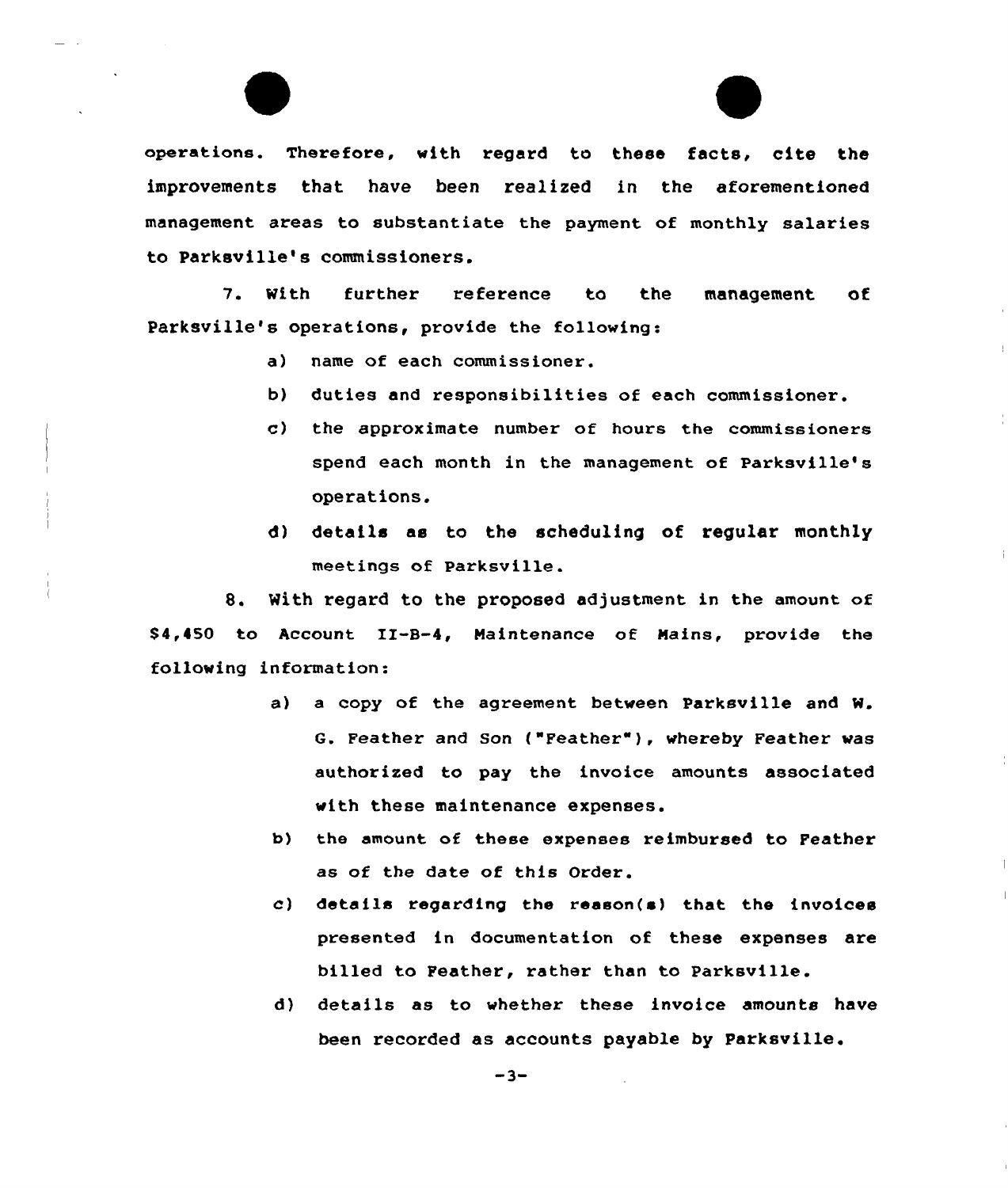operations. Therefore, with regard to these facts, cite the improvements that have been realized in the aforementioned management areas to substantiate the payment of monthly salaries to Parksville's commissioners.

7. With further reference to the management of Parksville's operations, provide the following:

a) name of each commissioner.

b) duties and responsibilities of each commissioner.

c) the approximate number of hours the commissioners spend each month in the management of Parksville's operations.

d) details as to the scheduling of regular monthly meetings of Parksville.

8. With regard to the proposed adjustment in the amount of $4,450 to Account II-B-4, Maintenance of Mains, provide the following information:

a) a copy of the agreement between Parksville and W. G. Feather and Son ("Feather"), whereby Feather was authorized to pay the invoice amounts associated with these maintenance expenses.

b) the amount of these expenses reimbursed to Feather as of the date of this Order.

c) details regarding the reason(s) that the invoices presented in documentation of these expenses are billed to Feather, rather than to Parksville.

d) details as to whether these invoice amounts have been recorded as accounts payable by Parksville.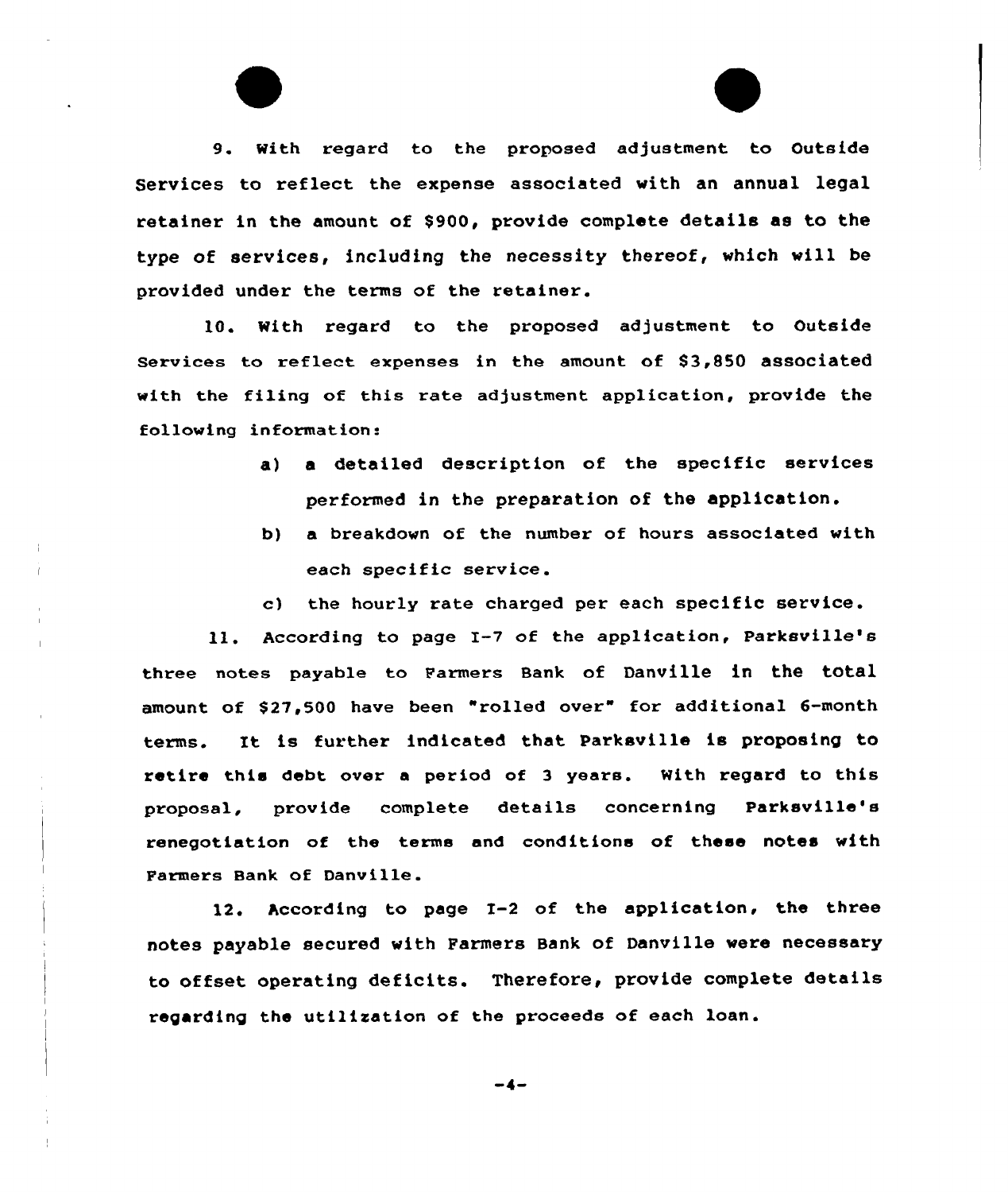9. With regard to the proposed adjustment to Outside Services to reflect the expense associated with an annual legal retainer in the amount of $900, provide complete details as to the type of services, including the necessity thereof, which will be provided under the terms of the retainer.

10. With regard to the proposed adjustment to Outside Services to reflect expenses in the amount of $3,850 associated with the filing of this rate adjustment application, provide the following information:

a) a detailed description of the specific services performed in the preparation of the application.

b) a breakdown of the number of hours associated with each specific service.

c) the hourly rate charged per each specific service.

11. According to page I-7 of the application, Parksville's three notes payable to Farmers Bank of Danville in the total amount of $27,500 have been "rolled over" for additional 6-month terms. It is further indicated that Parksville is proposing to retire this debt over a period of 3 years. With regard to this proposal, provide complete details concerning Parksville's renegotiation of the terms and conditions of these notes with Farmers Bank of Danville.

12. According to page I-2 of the application, the three notes payable secured with Farmers Bank of Danville were necessary to offset operating deficits. Therefore, provide complete details regarding the utilization of the proceeds of each loan.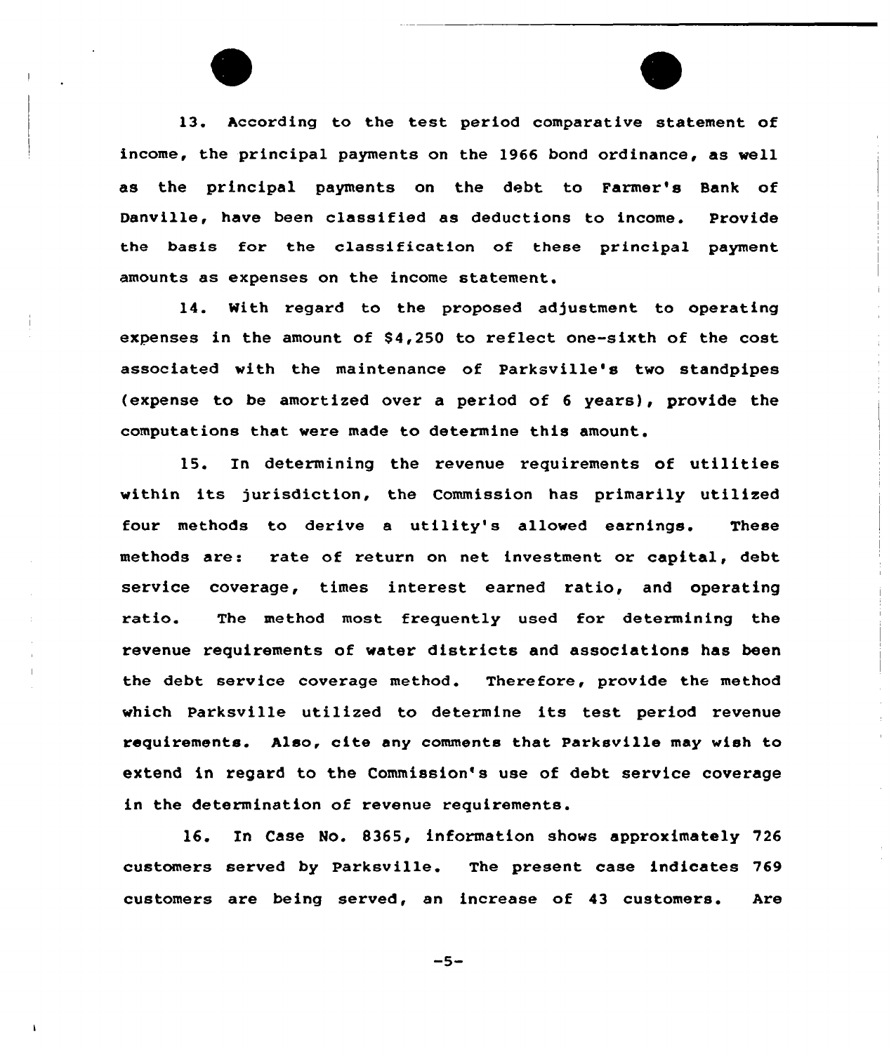13. According to the test period comparative statement of income, the principal payments on the 1966 bond ordinance, as well as the principal payments on the debt to Farmer's Bank of Danville, have been classified as deductions to income. Provide the basis for the classification of these principal payment amounts as expenses on the income statement.

14. With regard to the proposed adjustment to operating expenses in the amount of $4,250 to reflect one-sixth of the cost associated with the maintenance of Parksville's two standpipes (expense to be amortized over a period of 6 years), provide the computations that were made to determine this amount.

15. In determining the revenue requirements of utilities within its jurisdiction, the Commission has primarily utilized four methods to derive a utility's allowed earnings. These methods are: rate of return on net investment or capital, debt service coverage, times interest earned ratio, and operating ratio. The method most frequently used for determining the revenue requirements of water districts and associations has been the debt service coverage method. Therefore, provide the method which Parksville utilized to determine its test period revenue requirements. Also, cite any comments that Parksville may wish to extend in regard to the Commission's use of debt service coverage in the determination of revenue requirements.

16. In Case No. 8365, information shows approximately 726 customers served by Parksville. The present case indicates 769 customers are being served, an increase of 43 customers. Are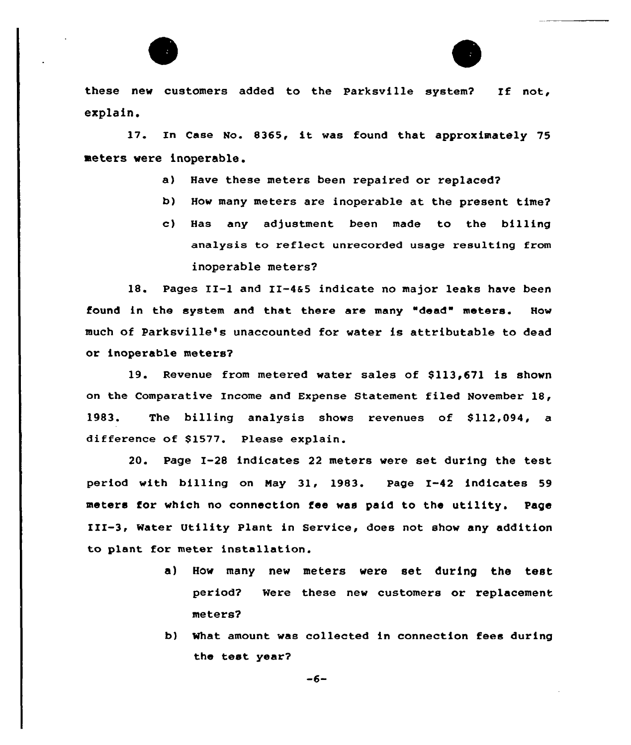these new customers added to the Parksville system? If not, explain.

17. In Case No. 8365, it was found that approximately 75 meters were inoperable.

- a) Have these meters been repaired or replaced?
- b) How many meters are inoperable at the present time?
- c) Has any adjustment been made to the billing analysis to reflect unrecorded usage resulting from inoperable meters?

18. Pages II-1 and II-4&5 indicate no major leaks have been found in the system and that there are many "dead" meters. How much of Parksville's unaccounted for water is attributable to dead or inoperable meters?

19. Revenue from metered water sales of $113,671 is shown on the Comparative Income and Expense Statement filed November 18, 1983. The billing analysis shows revenues of $112,094, a difference of $1577. Please explain.

20. Page I-28 indicates 22 meters were set during the test period with billing on May 31, 1983. Page I-42 indicates 59 meters for which no connection fee was paid to the utility. Page III-3, Water Utility Plant in Service, does not show any addition to plant for meter installation.

- a) How many new meters were set during the test period? Were these new customers or replacement meters?
- b) What amount was collected in connection fees during the test year?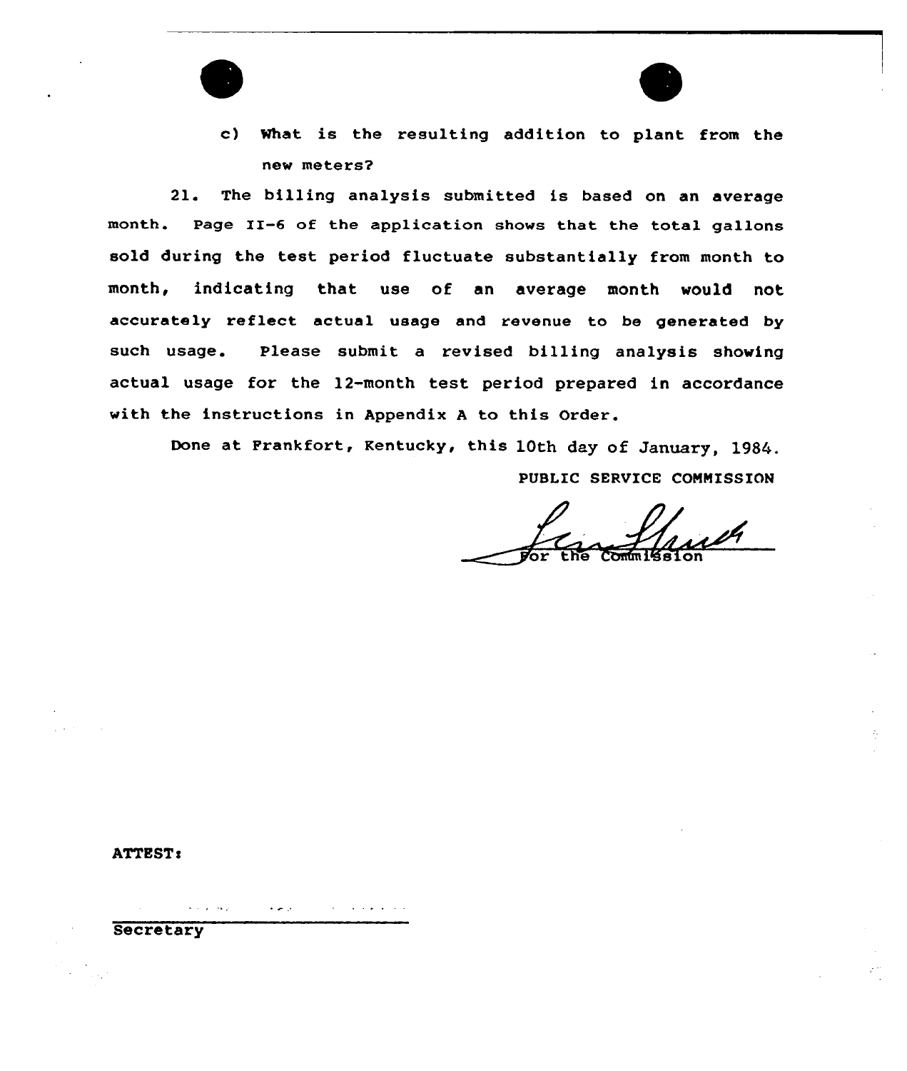c) What is the resulting addition to plant from the new meters?

21. The billing analysis submitted is based on an average month. Page II-6 of the application shows that the total gallons sold during the test period fluctuate substantially from month to month, indicating that use of an average month would not accurately reflect actual usage and revenue to be generated by such usage. Please submit a revised billing analysis showing actual usage for the 12-month test period prepared in accordance with the instructions in Appendix A to this Order.

Done at Frankfort, Kentucky, this 10th day of January, 1984.

PUBLIC SERVICE COMMISSION

For the Commission

ATTEST:

Secretary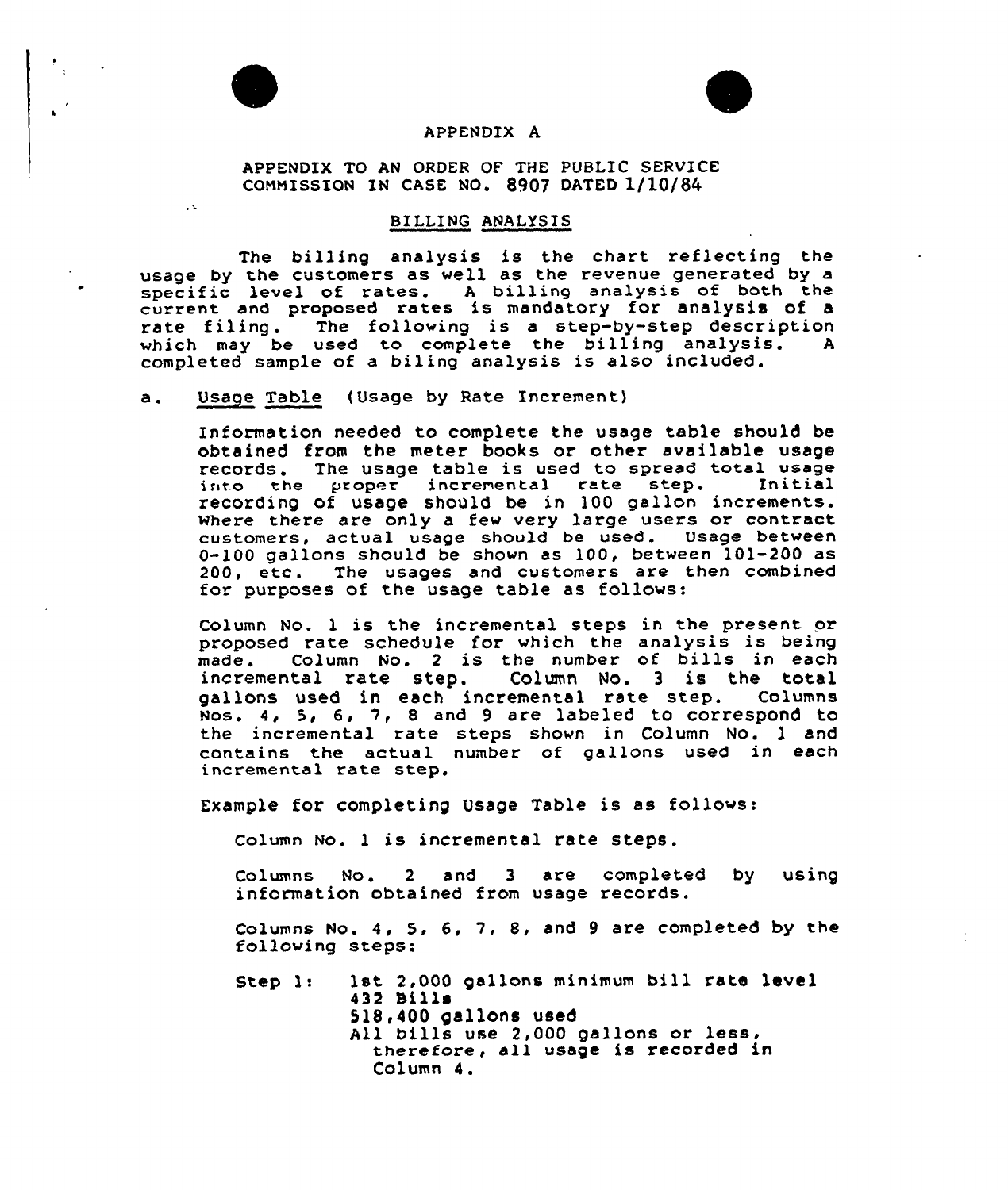APPENDIX A

APPENDIX TO AN ORDER OF THE PUBLIC SERVICE COMMISSION IN CASE NO. 8907 DATED 1/10/84

## BILLING ANALYSIS

The billing analysis is the chart reflecting the usage by the customers as well as the revenue generated by a specific level of rates. A billing analysis of both the current and proposed rates is mandatory for analysis of a rate filing. The following is a step-by-step description which may be used to complete the billing analysis. A completed sample of a biling analysis is also included.

a. Usage Table (Usage by Rate Increment)

Information needed to complete the usage table should be obtained from the meter books or other available usage records. The usage table is used to spread total usage into the proper incremental rate step. Initial recording of usage should be in 100 gallon increments. Where there are only a few very large users or contract customers, actual usage should be used. Usage between 0-100 gallons should be shown as 100, between 101-200 as 200, etc. The usages and customers are then combined for purposes of the usage table as follows:

Column No. 1 is the incremental steps in the present or proposed rate schedule for which the analysis is being made. Column No. 2 is the number of bills in each incremental rate step. Column No. 3 is the total gallons used in each incremental rate step. Columns Nos. 4, 5, 6, 7, 8 and 9 are labeled to correspond to the incremental rate steps shown in Column No. 1 and contains the actual number of gallons used in each incremental rate step.

Example for completing Usage Table is as follows:

Column No. 1 is incremental rate steps.

Columns No. 2 and 3 are completed by using information obtained from usage records.

Columns No. 4, 5, 6, 7, 8, and 9 are completed by the following steps:

Step 1: 1st 2,000 gallons minimum bill rate level
432 Bills
518,400 gallons used
All bills use 2,000 gallons or less, therefore, all usage is recorded in Column 4.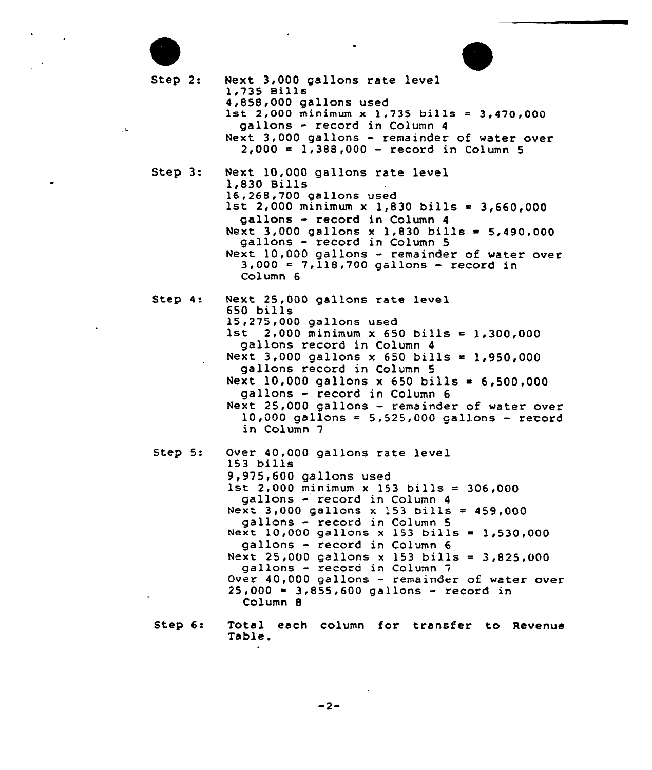Step 2: Next 3,000 gallons rate level
1,735 Bills
4,858,000 gallons used
1st 2,000 minimum x 1,735 bills = 3,470,000 gallons - record in Column 4
Next 3,000 gallons - remainder of water over 2,000 = 1,388,000 - record in Column 5

Step 3: Next 10,000 gallons rate level
1,830 Bills
16,268,700 gallons used
1st 2,000 minimum x 1,830 bills = 3,660,000 gallons - record in Column 4
Next 3,000 gallons x 1,830 bills = 5,490,000 gallons - record in Column 5
Next 10,000 gallons - remainder of water over 3,000 = 7,118,700 gallons - record in Column 6

Step 4: Next 25,000 gallons rate level
650 bills
15,275,000 gallons used
1st 2,000 minimum x 650 bills = 1,300,000 gallons record in Column 4
Next 3,000 gallons x 650 bills = 1,950,000 gallons record in Column 5
Next 10,000 gallons x 650 bills = 6,500,000 gallons - record in Column 6
Next 25,000 gallons - remainder of water over 10,000 gallons = 5,525,000 gallons - record in Column 7

Step 5: Over 40,000 gallons rate level
153 bills
9,975,600 gallons used
1st 2,000 minimum x 153 bills = 306,000 gallons - record in Column 4
Next 3,000 gallons x 153 bills = 459,000 gallons - record in Column 5
Next 10,000 gallons x 153 bills = 1,530,000 gallons - record in Column 6
Next 25,000 gallons x 153 bills = 3,825,000 gallons - record in Column 7
Over 40,000 gallons - remainder of water over 25,000 = 3,855,600 gallons - record in Column 8

Step 6: Total each column for transfer to Revenue Table.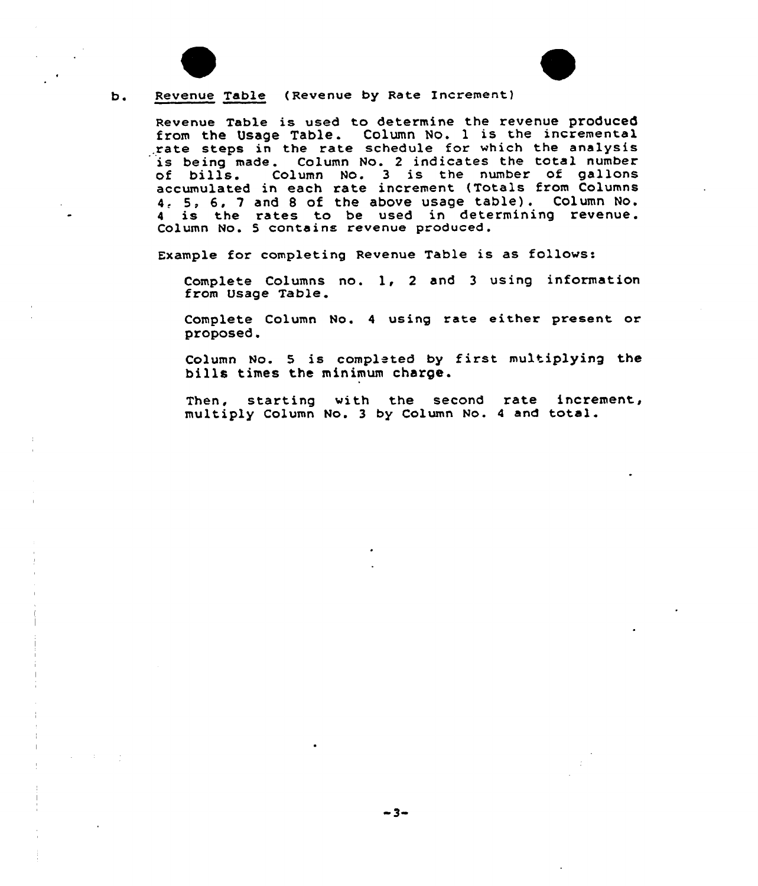b. Revenue Table (Revenue by Rate Increment)

Revenue Table is used to determine the revenue produced from the Usage Table. Column No. 1 is the incremental rate steps in the rate schedule for which the analysis is being made. Column No. 2 indicates the total number of bills. Column No. 3 is the number of gallons accumulated in each rate increment (Totals from Columns 4, 5, 6, 7 and 8 of the above usage table). Column No. 4 is the rates to be used in determining revenue. Column No. 5 contains revenue produced.

Example for completing Revenue Table is as follows:

Complete Columns no. 1, 2 and 3 using information from Usage Table.

Complete Column No. 4 using rate either present or proposed.

Column No. 5 is completed by first multiplying the bills times the minimum charge.

Then, starting with the second rate increment, multiply Column No. 3 by Column No. 4 and total.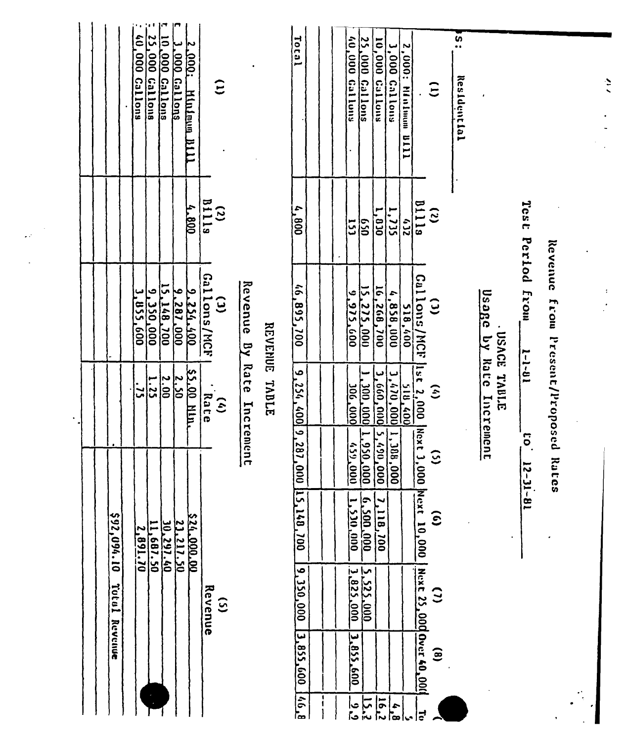# Revenue from Present/Proposed Rates

Test Period from 1-1-81 to 12-31-81

## USAGE TABLE

### Usage by Rate Increment

S: Residential

| (1) | (2) Bills | (3) Gallons/MCF | (4) 1st 2,000 | (5) Next 3,000 | (6) Next 10,000 | (7) Next 25,000 | (8) Over 40,000 | ( To |
|---|---|---|---|---|---|---|---|---|
| 2,000: Minimum Bill | 432 | 518,400 | 518,400 | | | | | 5 |
| 3,000 Gallons | 1,735 | 4,858,000 | 3,470,000 | 1,388,000 | | | | 4,8 |
| 10,000 Gallons | 1,830 | 16,268,700 | 3,660,000 | 5,490,000 | 7,118,700 | | | 16,2 |
| 25,000 Gallons | 650 | 15,275,000 | 1,300,000 | 1,950,000 | 6,500,000 | 5,525,000 | | 15,2 |
| 40,000 Gallons | 153 | 9,975,600 | 306,000 | 459,000 | 1,530,000 | 3,825,000 | 3,855,600 | 9,9 |
| | | | | | | | | |
| Total | 4,800 | 46,895,700 | 9,254,400 | 9,287,000 | 15,148,700 | 9,350,000 | 3,855,600 | 46,8 |

## REVENUE TABLE

### Revenue By Rate Increment

| (1) | (2) Bills | (3) Gallons/MCF | (4) Rate | (5) Revenue |
|---|---|---|---|---|
| 2,000: Minimum Bill | 4,800 | 9,254,400 | $5.00 Min. | $24,000.00 |
| 3,000 Gallons | | 9,287,000 | 2.50 | 23,217.50 |
| 10,000 Gallons | | 15,148,700 | 2.00 | 30,297.40 |
| 25,000 Gallons | | 9,350,000 | 1.25 | 11,687.50 |
| 40,000 Gallons | | 3,855,600 | .75 | 2,891.70 |
| | | | | |
| | | | | $92,094.10 Total Revenue |